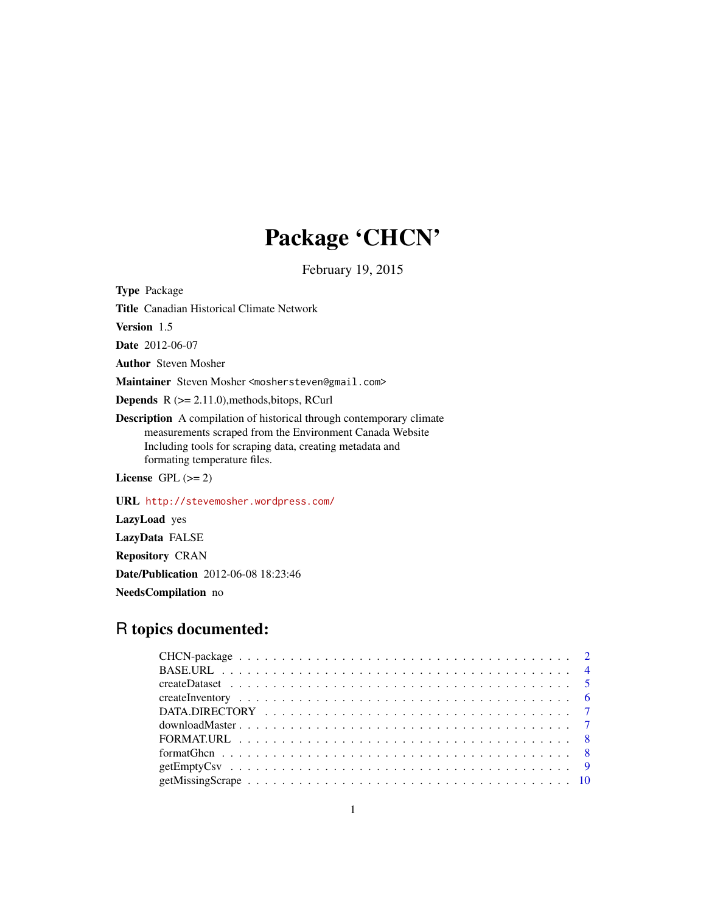# Package 'CHCN'

February 19, 2015

**Type** Package

**Title** Canadian Historical Climate Network

**Version** 1.5

**Date** 2012-06-07

**Author** Steven Mosher

**Maintainer** Steven Mosher <moshersteven@gmail.com>

**Depends** R (>= 2.11.0),methods,bitops, RCurl

**Description** A compilation of historical through contemporary climate measurements scraped from the Environment Canada Website Including tools for scraping data, creating metadata and formating temperature files.

**License** GPL (>= 2)

**URL** http://stevemosher.wordpress.com/

**LazyLoad** yes

**LazyData** FALSE

**Repository** CRAN

**Date/Publication** 2012-06-08 18:23:46

**NeedsCompilation** no

## R topics documented:

| | |
|---|---|
| CHCN-package | 2 |
| BASE.URL | 4 |
| createDataset | 5 |
| createInventory | 6 |
| DATA.DIRECTORY | 7 |
| downloadMaster | 7 |
| FORMAT.URL | 8 |
| formatGhcn | 8 |
| getEmptyCsv | 9 |
| getMissingScrape | 10 |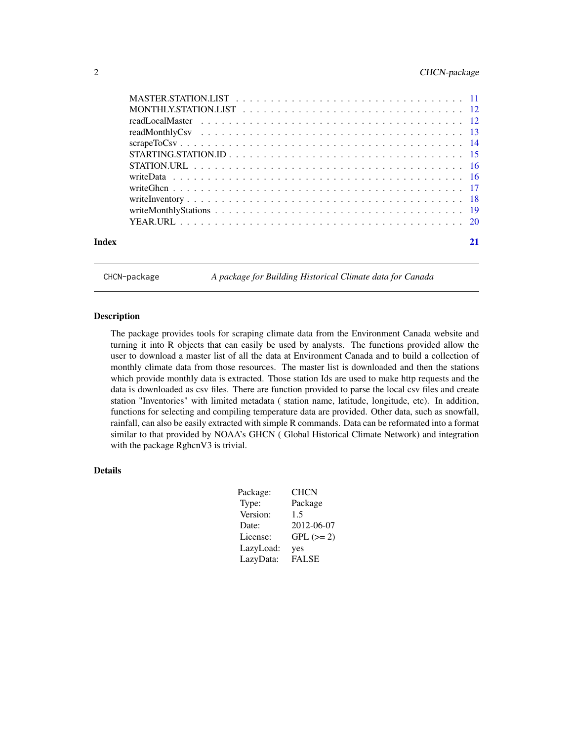| | |
|---|---|
| MASTER.STATION.LIST | 11 |
| MONTHLY.STATION.LIST | 12 |
| readLocalMaster | 12 |
| readMonthlyCsv | 13 |
| scrapeToCsv | 14 |
| STARTING.STATION.ID | 15 |
| STATION.URL | 16 |
| writeData | 16 |
| writeGhcn | 17 |
| writeInventory | 18 |
| writeMonthlyStations | 19 |
| YEAR.URL | 20 |

**Index** **21**

---

`CHCN-package` *A package for Building Historical Climate data for Canada*

---

## Description

The package provides tools for scraping climate data from the Environment Canada website and turning it into R objects that can easily be used by analysts. The functions provided allow the user to download a master list of all the data at Environment Canada and to build a collection of monthly climate data from those resources. The master list is downloaded and then the stations which provide monthly data is extracted. Those station Ids are used to make http requests and the data is downloaded as csv files. There are function provided to parse the local csv files and create station "Inventories" with limited metadata ( station name, latitude, longitude, etc). In addition, functions for selecting and compiling temperature data are provided. Other data, such as snowfall, rainfall, can also be easily extracted with simple R commands. Data can be reformated into a format similar to that provided by NOAA's GHCN ( Global Historical Climate Network) and integration with the package RghcnV3 is trivial.

## Details

| | |
|---|---|
| Package: | CHCN |
| Type: | Package |
| Version: | 1.5 |
| Date: | 2012-06-07 |
| License: | GPL (>= 2) |
| LazyLoad: | yes |
| LazyData: | FALSE |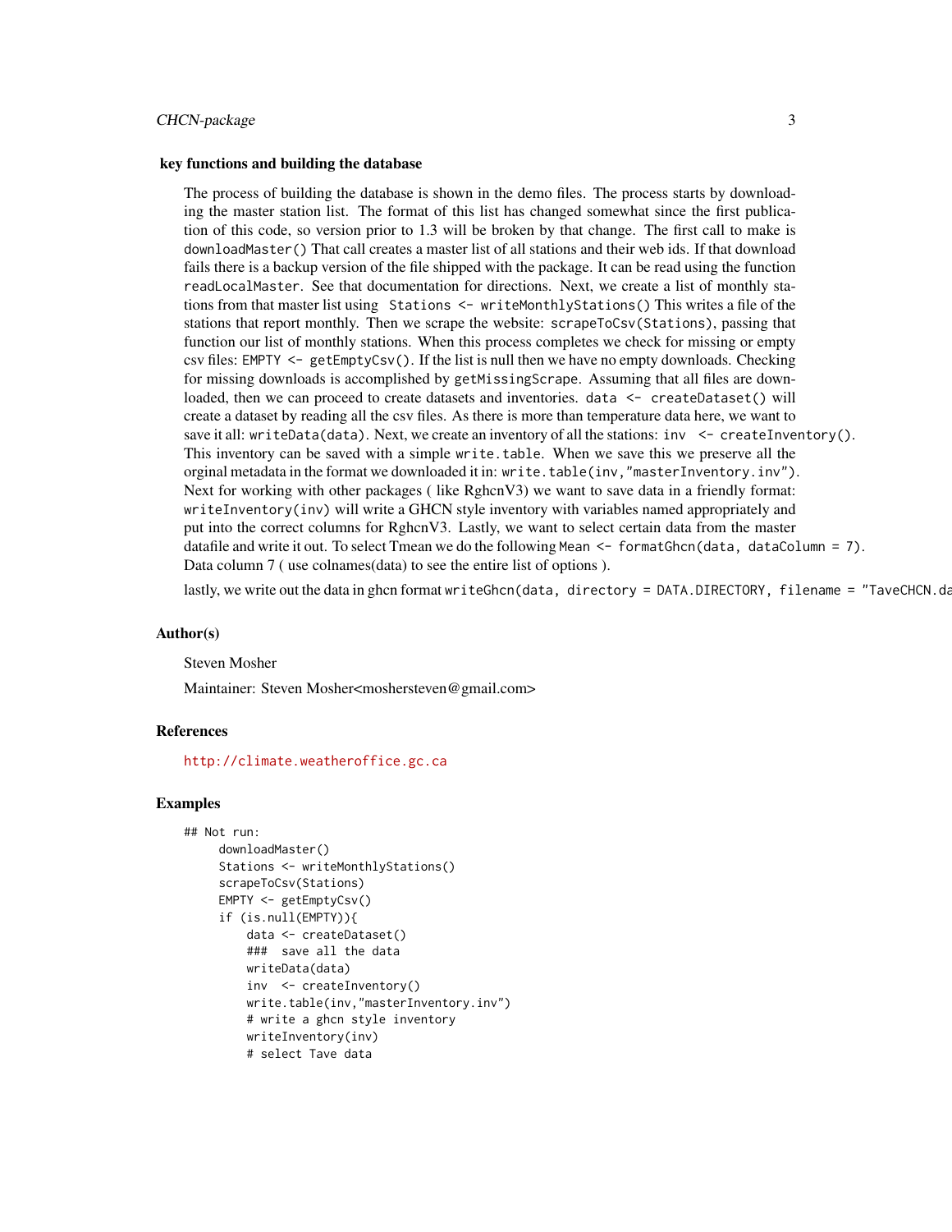### key functions and building the database

The process of building the database is shown in the demo files. The process starts by downloading the master station list. The format of this list has changed somewhat since the first publication of this code, so version prior to 1.3 will be broken by that change. The first call to make is `downloadMaster()` That call creates a master list of all stations and their web ids. If that download fails there is a backup version of the file shipped with the package. It can be read using the function `readLocalMaster`. See that documentation for directions. Next, we create a list of monthly stations from that master list using `Stations <- writeMonthlyStations()` This writes a file of the stations that report monthly. Then we scrape the website: `scrapeToCsv(Stations)`, passing that function our list of monthly stations. When this process completes we check for missing or empty csv files: `EMPTY <- getEmptyCsv()`. If the list is null then we have no empty downloads. Checking for missing downloads is accomplished by `getMissingScrape`. Assuming that all files are downloaded, then we can proceed to create datasets and inventories. `data <- createDataset()` will create a dataset by reading all the csv files. As there is more than temperature data here, we want to save it all: `writeData(data)`. Next, we create an inventory of all the stations: `inv <- createInventory()`. This inventory can be saved with a simple `write.table`. When we save this we preserve all the orginal metadata in the format we downloaded it in: `write.table(inv,"masterInventory.inv")`. Next for working with other packages ( like RghcnV3) we want to save data in a friendly format: `writeInventory(inv)` will write a GHCN style inventory with variables named appropriately and put into the correct columns for RghcnV3. Lastly, we want to select certain data from the master datafile and write it out. To select Tmean we do the following `Mean <- formatGhcn(data, dataColumn = 7)`. Data column 7 ( use colnames(data) to see the entire list of options ).

lastly, we write out the data in ghcn format `writeGhcn(data, directory = DATA.DIRECTORY, filename = "TaveCHCN.da`

### Author(s)

Steven Mosher

Maintainer: Steven Mosher<moshersteven@gmail.com>

### References

http://climate.weatheroffice.gc.ca

### Examples

```
## Not run:
     downloadMaster()
     Stations <- writeMonthlyStations()
     scrapeToCsv(Stations)
     EMPTY <- getEmptyCsv()
     if (is.null(EMPTY)){
         data <- createDataset()
         ###  save all the data
         writeData(data)
         inv  <- createInventory()
         write.table(inv,"masterInventory.inv")
         # write a ghcn style inventory
         writeInventory(inv)
         # select Tave data
```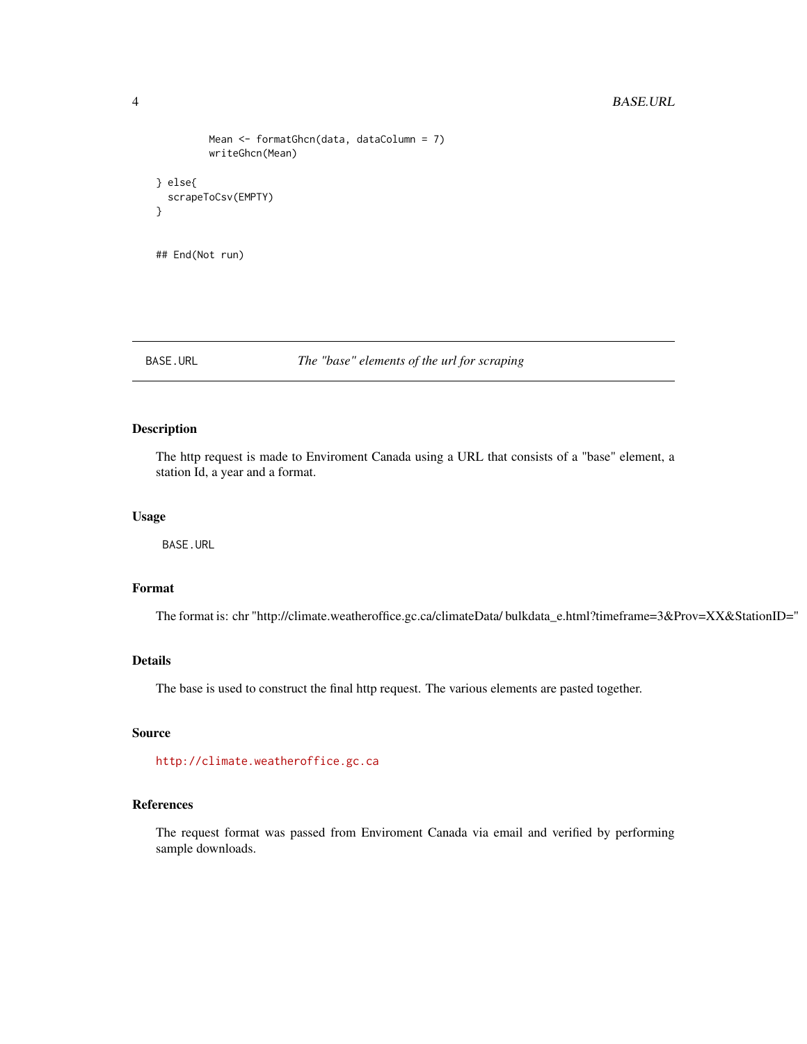```
        Mean <- formatGhcn(data, dataColumn = 7)
        writeGhcn(Mean)

} else{
  scrapeToCsv(EMPTY)
}


## End(Not run)
```

---

BASE.URL *The "base" elements of the url for scraping*

---

### Description

The http request is made to Enviroment Canada using a URL that consists of a "base" element, a station Id, a year and a format.

### Usage

```
BASE.URL
```

### Format

The format is: chr "http://climate.weatheroffice.gc.ca/climateData/ bulkdata_e.html?timeframe=3&Prov=XX&StationID="

### Details

The base is used to construct the final http request. The various elements are pasted together.

### Source

http://climate.weatheroffice.gc.ca

### References

The request format was passed from Enviroment Canada via email and verified by performing sample downloads.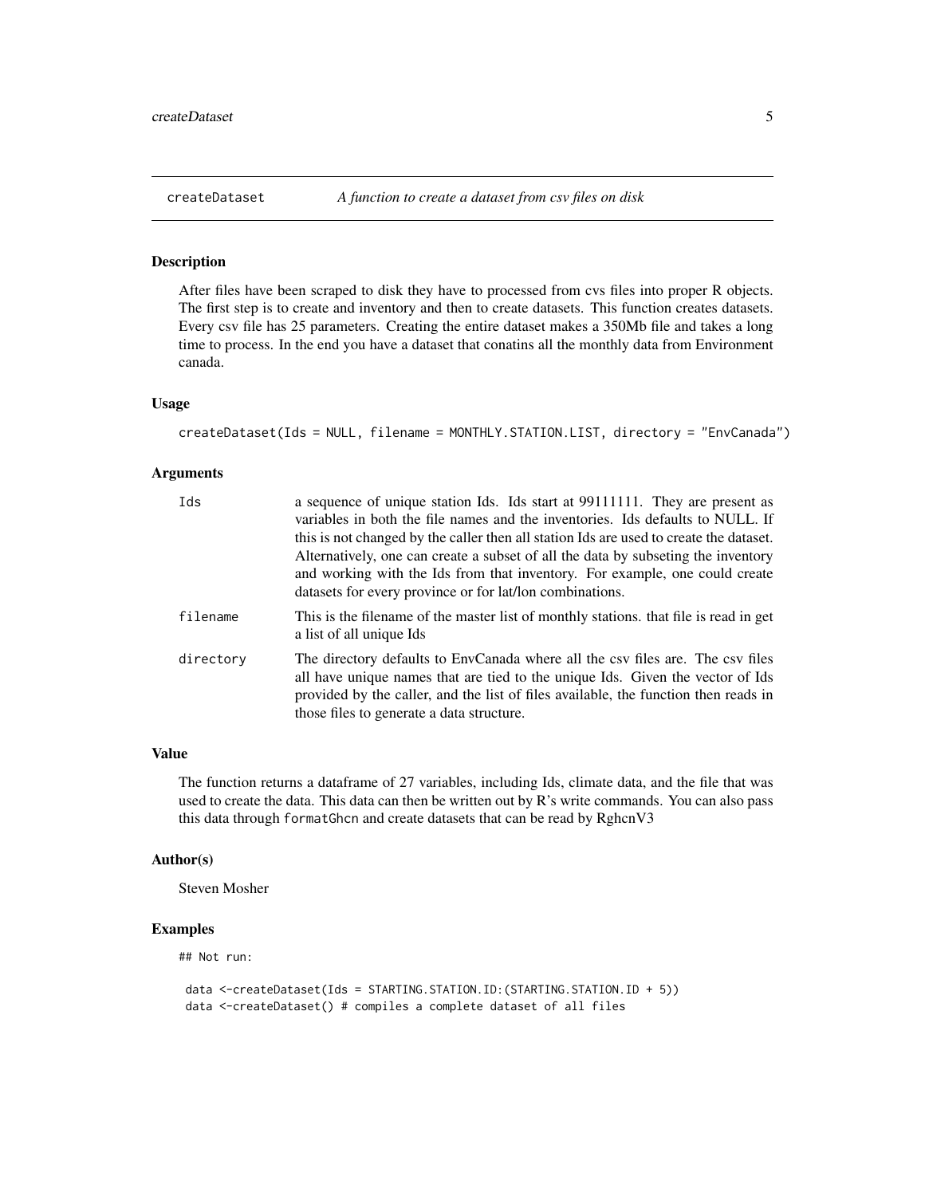# createDataset — *A function to create a dataset from csv files on disk*

## Description

After files have been scraped to disk they have to processed from cvs files into proper R objects. The first step is to create and inventory and then to create datasets. This function creates datasets. Every csv file has 25 parameters. Creating the entire dataset makes a 350Mb file and takes a long time to process. In the end you have a dataset that conatins all the monthly data from Environment canada.

## Usage

```
createDataset(Ids = NULL, filename = MONTHLY.STATION.LIST, directory = "EnvCanada")
```

## Arguments

| | |
|---|---|
| Ids | a sequence of unique station Ids. Ids start at 99111111. They are present as variables in both the file names and the inventories. Ids defaults to NULL. If this is not changed by the caller then all station Ids are used to create the dataset. Alternatively, one can create a subset of all the data by subseting the inventory and working with the Ids from that inventory. For example, one could create datasets for every province or for lat/lon combinations. |
| filename | This is the filename of the master list of monthly stations. that file is read in get a list of all unique Ids |
| directory | The directory defaults to EnvCanada where all the csv files are. The csv files all have unique names that are tied to the unique Ids. Given the vector of Ids provided by the caller, and the list of files available, the function then reads in those files to generate a data structure. |

## Value

The function returns a dataframe of 27 variables, including Ids, climate data, and the file that was used to create the data. This data can then be written out by R's write commands. You can also pass this data through `formatGhcn` and create datasets that can be read by RghcnV3

## Author(s)

Steven Mosher

## Examples

```
## Not run:

 data <-createDataset(Ids = STARTING.STATION.ID:(STARTING.STATION.ID + 5))
 data <-createDataset() # compiles a complete dataset of all files
```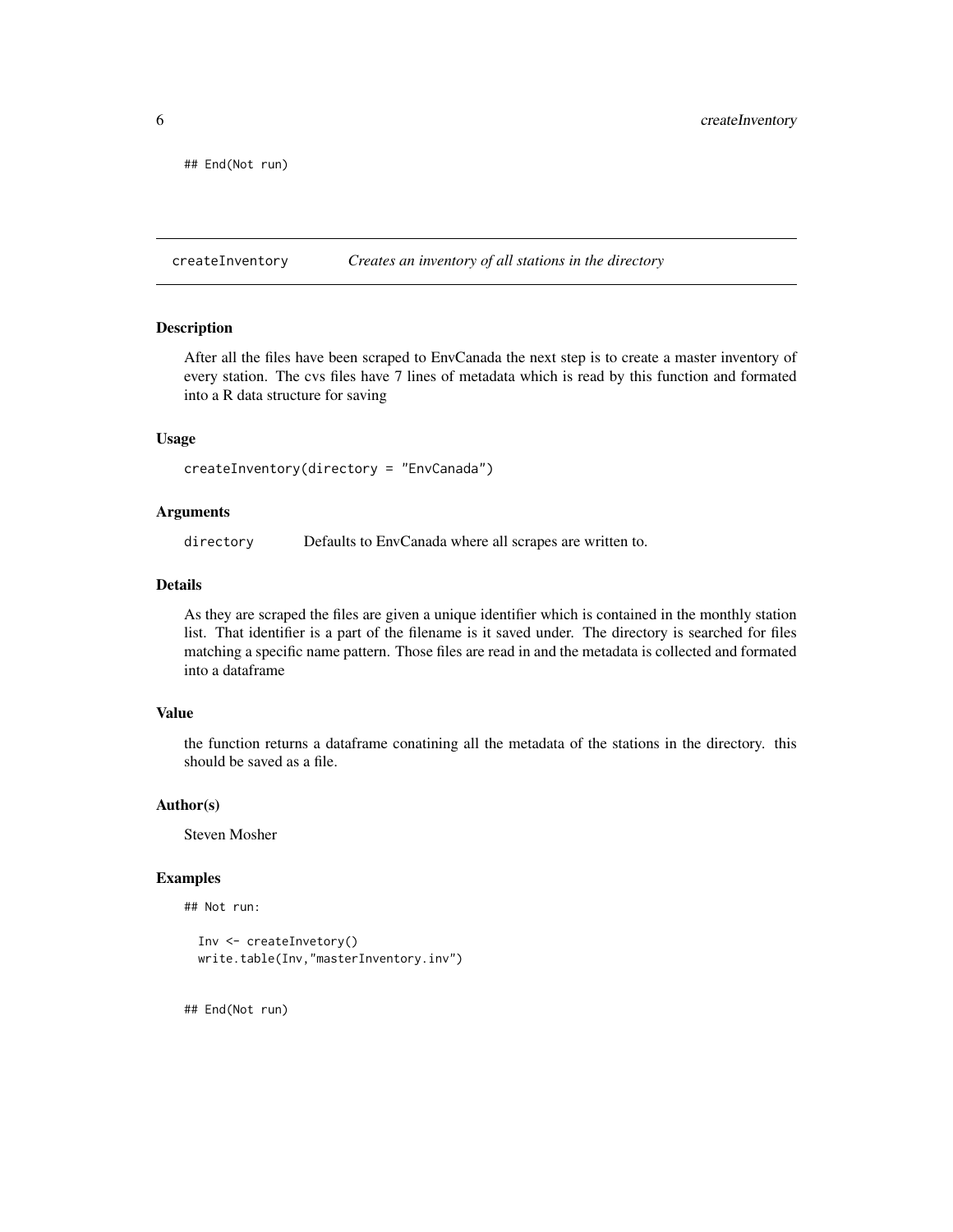```
## End(Not run)
```

## createInventory *Creates an inventory of all stations in the directory*

### Description

After all the files have been scraped to EnvCanada the next step is to create a master inventory of every station. The cvs files have 7 lines of metadata which is read by this function and formated into a R data structure for saving

### Usage

```
createInventory(directory = "EnvCanada")
```

### Arguments

| | |
|---|---|
| directory | Defaults to EnvCanada where all scrapes are written to. |

### Details

As they are scraped the files are given a unique identifier which is contained in the monthly station list. That identifier is a part of the filename is it saved under. The directory is searched for files matching a specific name pattern. Those files are read in and the metadata is collected and formated into a dataframe

### Value

the function returns a dataframe conatining all the metadata of the stations in the directory. this should be saved as a file.

### Author(s)

Steven Mosher

### Examples

```
## Not run:

  Inv <- createInvetory()
  write.table(Inv,"masterInventory.inv")


## End(Not run)
```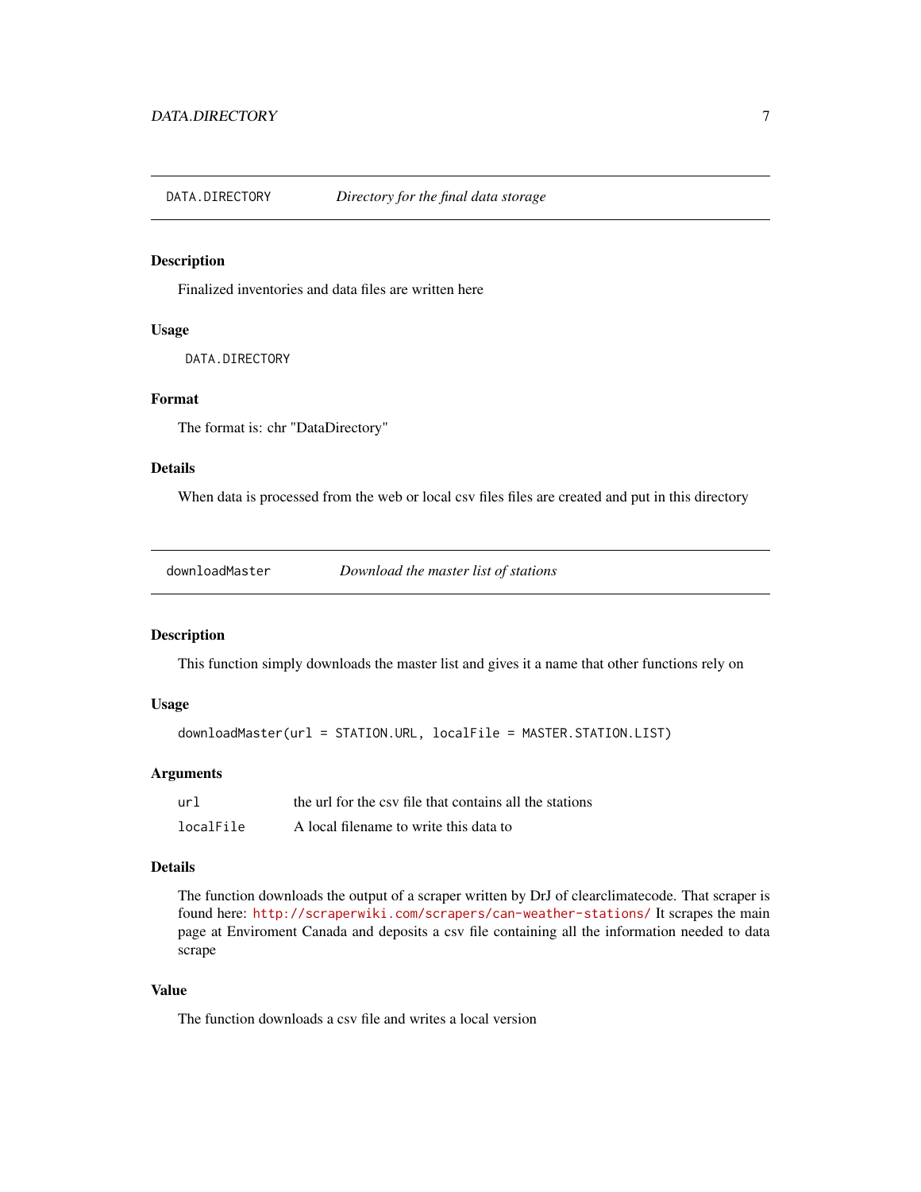## DATA.DIRECTORY — *Directory for the final data storage*

### Description

Finalized inventories and data files are written here

### Usage

```
DATA.DIRECTORY
```

### Format

The format is: chr "DataDirectory"

### Details

When data is processed from the web or local csv files files are created and put in this directory

## downloadMaster — *Download the master list of stations*

### Description

This function simply downloads the master list and gives it a name that other functions rely on

### Usage

```
downloadMaster(url = STATION.URL, localFile = MASTER.STATION.LIST)
```

### Arguments

| | |
|---|---|
| `url` | the url for the csv file that contains all the stations |
| `localFile` | A local filename to write this data to |

### Details

The function downloads the output of a scraper written by DrJ of clearclimatecode. That scraper is found here: http://scraperwiki.com/scrapers/can-weather-stations/ It scrapes the main page at Enviroment Canada and deposits a csv file containing all the information needed to data scrape

### Value

The function downloads a csv file and writes a local version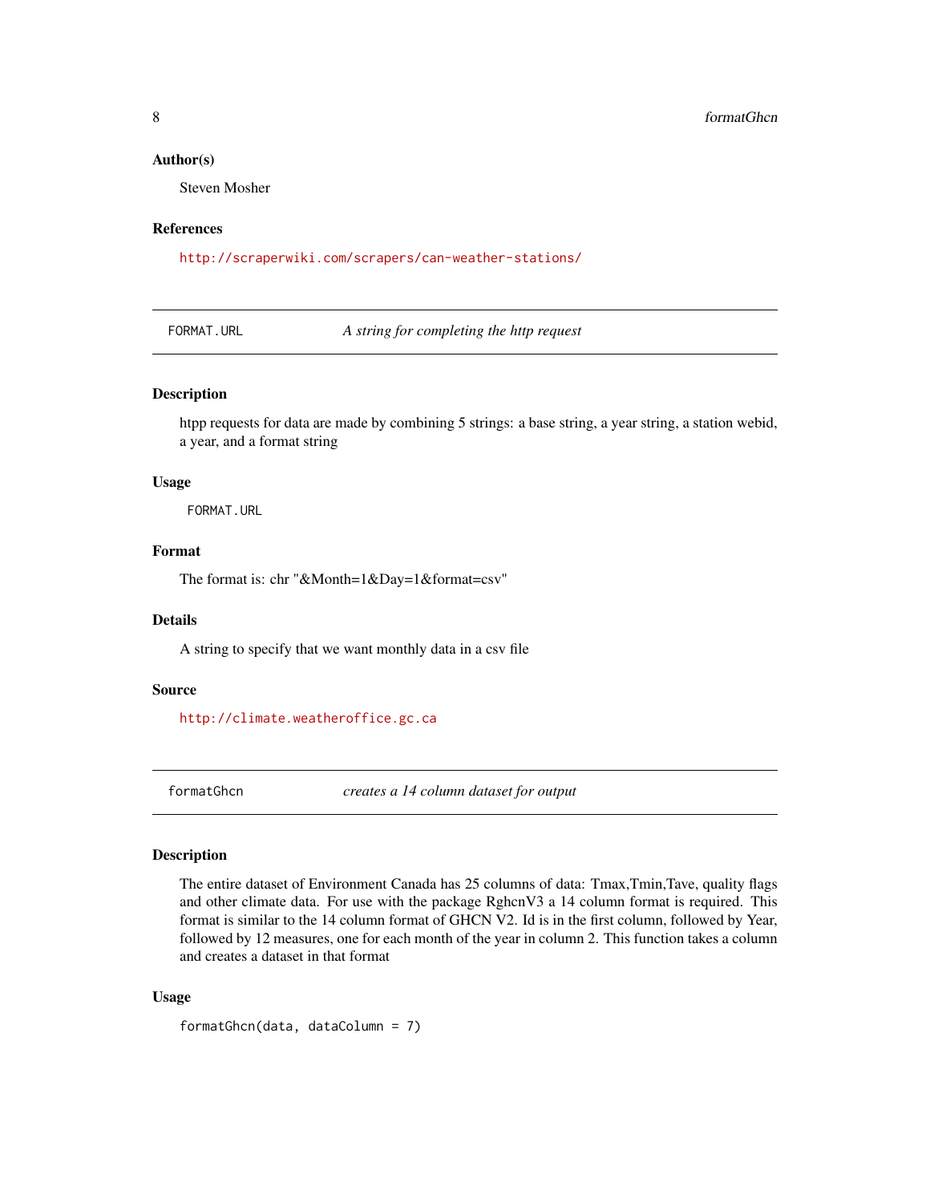### Author(s)

Steven Mosher

### References

http://scraperwiki.com/scrapers/can-weather-stations/

---

## FORMAT.URL — *A string for completing the http request*

### Description

htpp requests for data are made by combining 5 strings: a base string, a year string, a station webid, a year, and a format string

### Usage

```
FORMAT.URL
```

### Format

The format is: chr "&Month=1&Day=1&format=csv"

### Details

A string to specify that we want monthly data in a csv file

### Source

http://climate.weatheroffice.gc.ca

---

## formatGhcn — *creates a 14 column dataset for output*

### Description

The entire dataset of Environment Canada has 25 columns of data: Tmax,Tmin,Tave, quality flags and other climate data. For use with the package RghcnV3 a 14 column format is required. This format is similar to the 14 column format of GHCN V2. Id is in the first column, followed by Year, followed by 12 measures, one for each month of the year in column 2. This function takes a column and creates a dataset in that format

### Usage

```
formatGhcn(data, dataColumn = 7)
```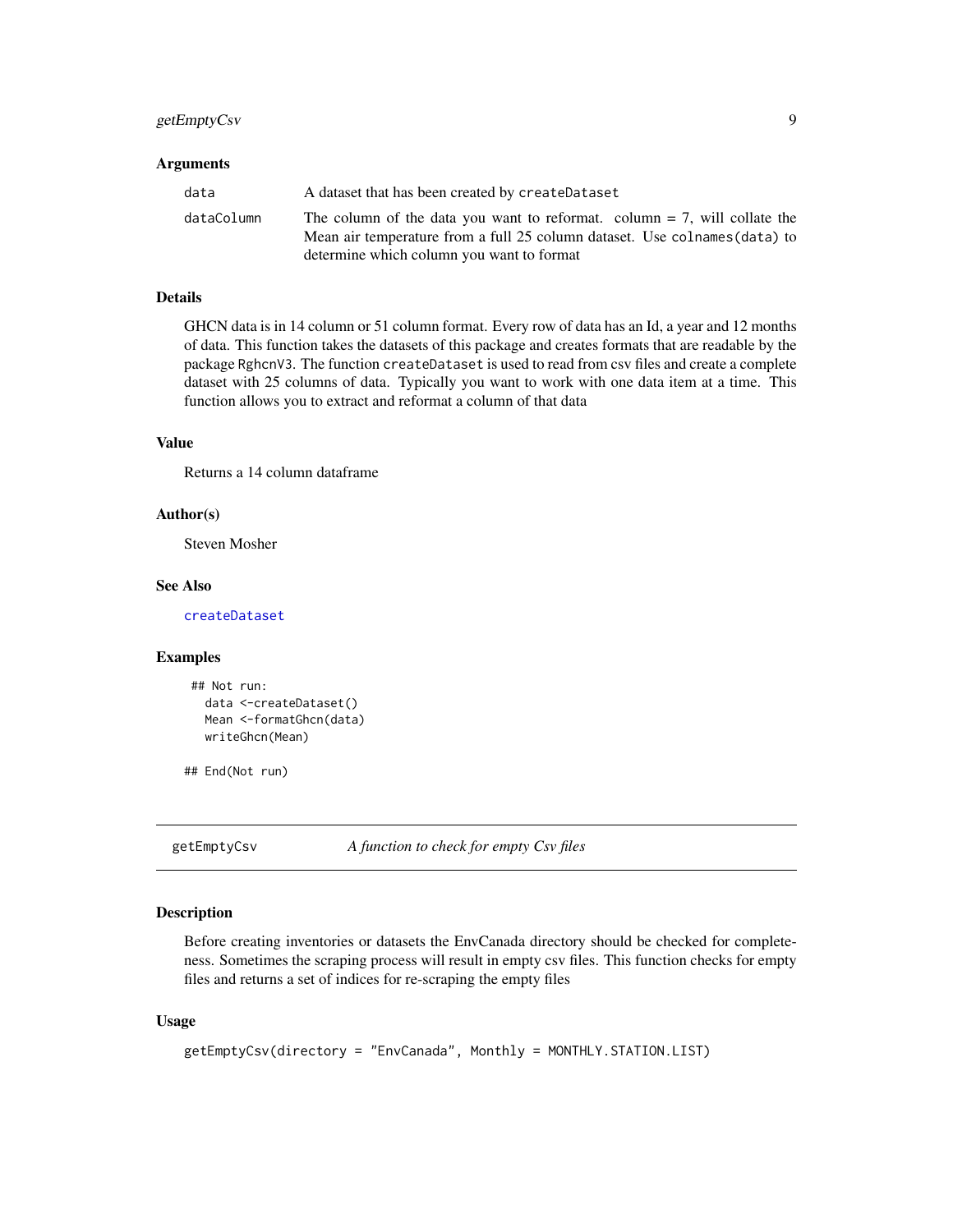### Arguments

| | |
|---|---|
| data | A dataset that has been created by `createDataset` |
| dataColumn | The column of the data you want to reformat. column = 7, will collate the Mean air temperature from a full 25 column dataset. Use `colnames(data)` to determine which column you want to format |

### Details

GHCN data is in 14 column or 51 column format. Every row of data has an Id, a year and 12 months of data. This function takes the datasets of this package and creates formats that are readable by the package `RghcnV3`. The function `createDataset` is used to read from csv files and create a complete dataset with 25 columns of data. Typically you want to work with one data item at a time. This function allows you to extract and reformat a column of that data

### Value

Returns a 14 column dataframe

### Author(s)

Steven Mosher

### See Also

`createDataset`

### Examples

```
## Not run:
  data <-createDataset()
  Mean <-formatGhcn(data)
  writeGhcn(Mean)

## End(Not run)
```

---

## getEmptyCsv *A function to check for empty Csv files*

### Description

Before creating inventories or datasets the EnvCanada directory should be checked for completeness. Sometimes the scraping process will result in empty csv files. This function checks for empty files and returns a set of indices for re-scraping the empty files

### Usage

```
getEmptyCsv(directory = "EnvCanada", Monthly = MONTHLY.STATION.LIST)
```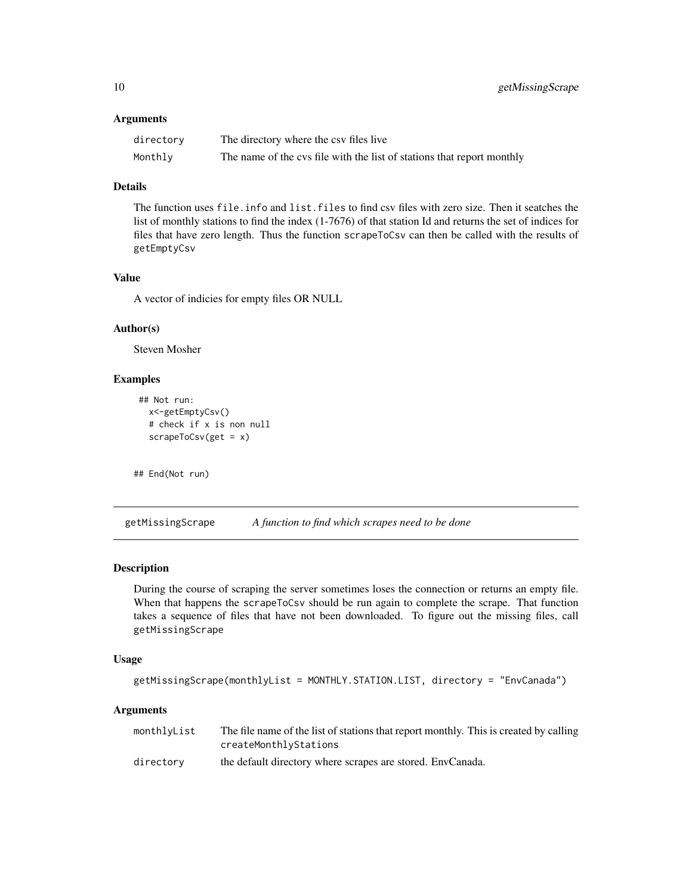### Arguments

| | |
|---|---|
| directory | The directory where the csv files live |
| Monthly | The name of the cvs file with the list of stations that report monthly |

### Details

The function uses `file.info` and `list.files` to find csv files with zero size. Then it seatches the list of monthly stations to find the index (1-7676) of that station Id and returns the set of indices for files that have zero length. Thus the function `scrapeToCsv` can then be called with the results of `getEmptyCsv`

### Value

A vector of indicies for empty files OR NULL

### Author(s)

Steven Mosher

### Examples

```
## Not run:
  x<-getEmptyCsv()
  # check if x is non null
  scrapeToCsv(get = x)


## End(Not run)
```

---

## getMissingScrape — *A function to find which scrapes need to be done*

### Description

During the course of scraping the server sometimes loses the connection or returns an empty file. When that happens the `scrapeToCsv` should be run again to complete the scrape. That function takes a sequence of files that have not been downloaded. To figure out the missing files, call `getMissingScrape`

### Usage

```
getMissingScrape(monthlyList = MONTHLY.STATION.LIST, directory = "EnvCanada")
```

### Arguments

| | |
|---|---|
| monthlyList | The file name of the list of stations that report monthly. This is created by calling `createMonthlyStations` |
| directory | the default directory where scrapes are stored. EnvCanada. |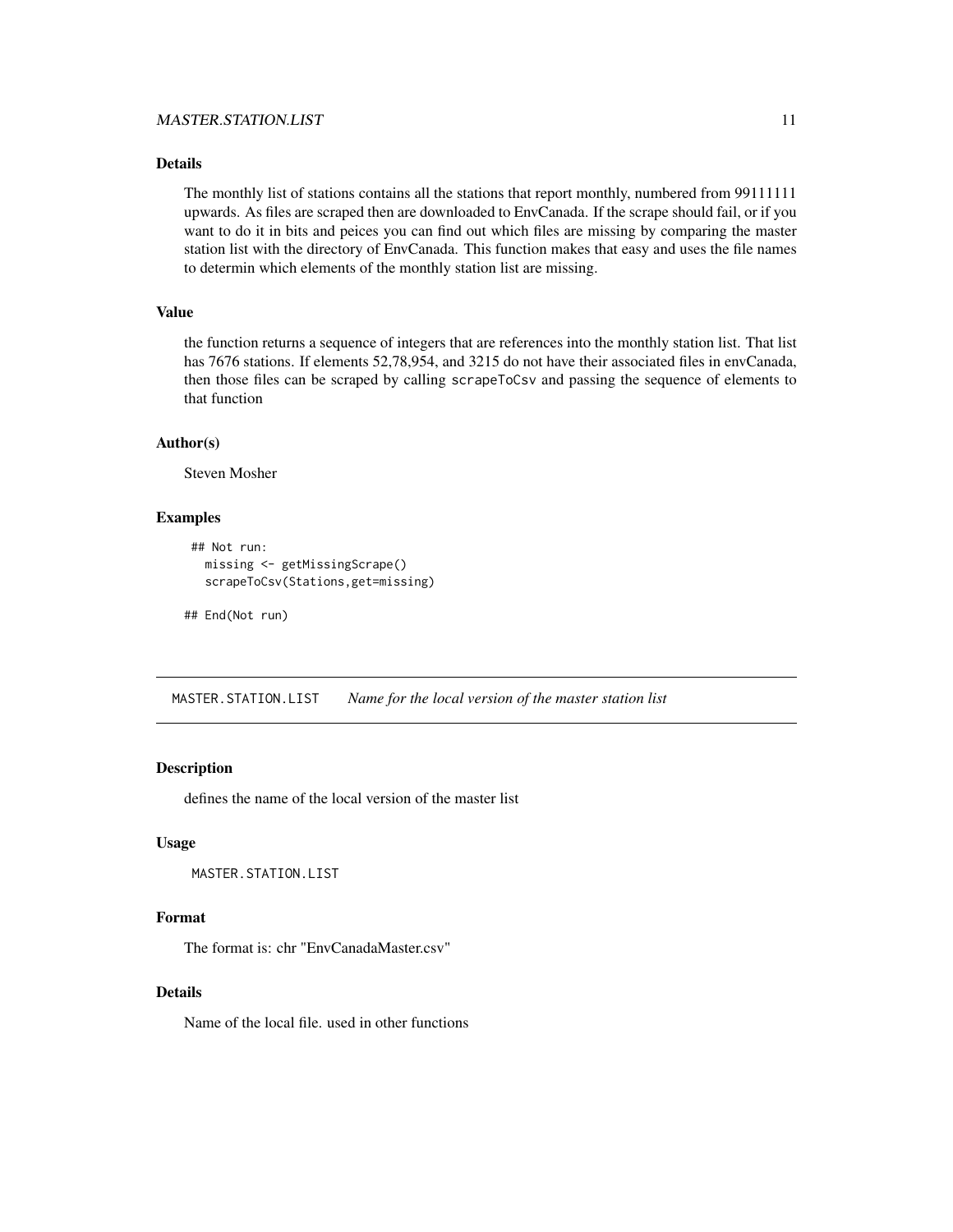### Details

The monthly list of stations contains all the stations that report monthly, numbered from 99111111 upwards. As files are scraped then are downloaded to EnvCanada. If the scrape should fail, or if you want to do it in bits and peices you can find out which files are missing by comparing the master station list with the directory of EnvCanada. This function makes that easy and uses the file names to determin which elements of the monthly station list are missing.

### Value

the function returns a sequence of integers that are references into the monthly station list. That list has 7676 stations. If elements 52,78,954, and 3215 do not have their associated files in envCanada, then those files can be scraped by calling `scrapeToCsv` and passing the sequence of elements to that function

### Author(s)

Steven Mosher

### Examples

```
## Not run:
  missing <- getMissingScrape()
  scrapeToCsv(Stations,get=missing)

## End(Not run)
```

---

## MASTER.STATION.LIST *Name for the local version of the master station list*

---

### Description

defines the name of the local version of the master list

### Usage

```
MASTER.STATION.LIST
```

### Format

The format is: chr "EnvCanadaMaster.csv"

### Details

Name of the local file. used in other functions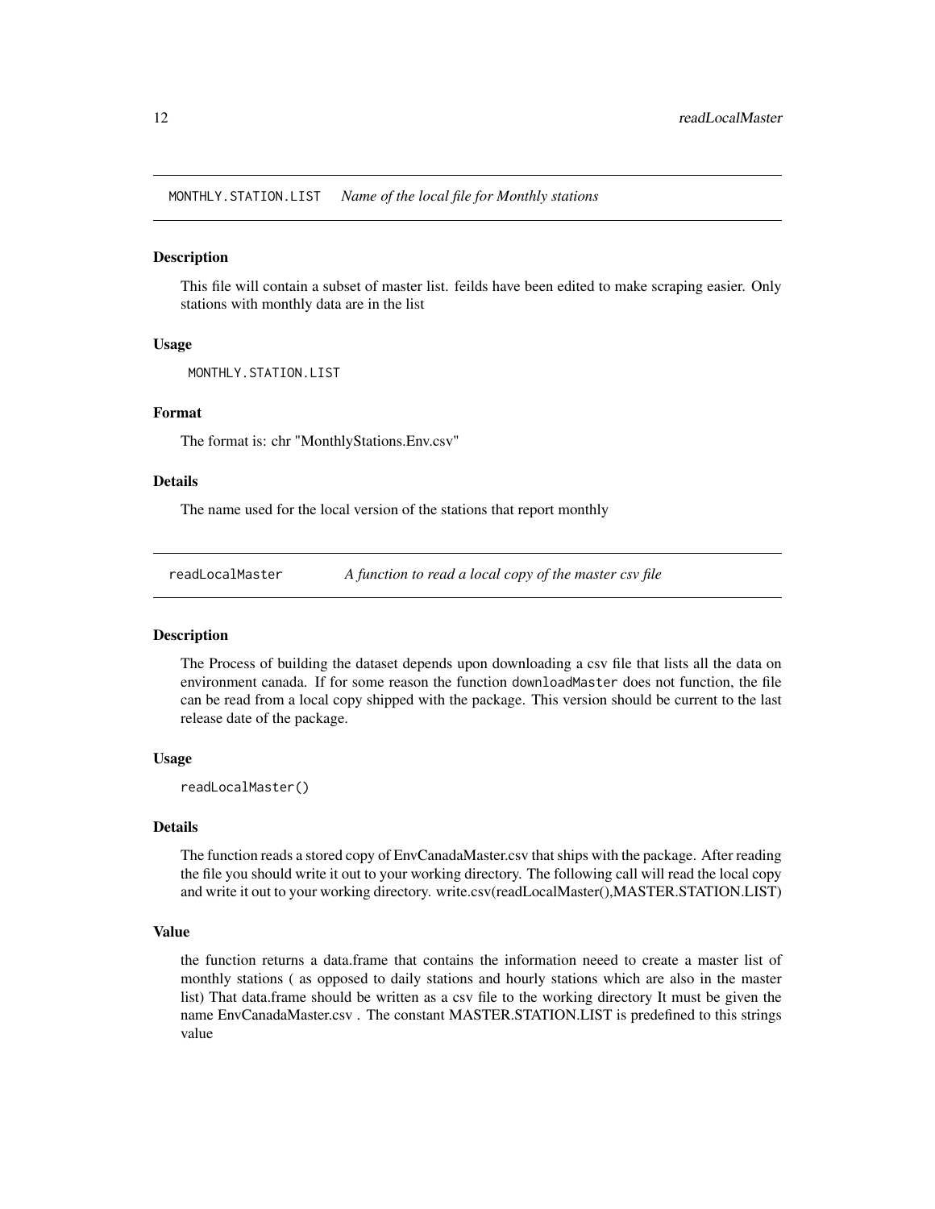## MONTHLY.STATION.LIST *Name of the local file for Monthly stations*

### Description

This file will contain a subset of master list. feilds have been edited to make scraping easier. Only stations with monthly data are in the list

### Usage

```
MONTHLY.STATION.LIST
```

### Format

The format is: chr "MonthlyStations.Env.csv"

### Details

The name used for the local version of the stations that report monthly

## readLocalMaster *A function to read a local copy of the master csv file*

### Description

The Process of building the dataset depends upon downloading a csv file that lists all the data on environment canada. If for some reason the function `downloadMaster` does not function, the file can be read from a local copy shipped with the package. This version should be current to the last release date of the package.

### Usage

```
readLocalMaster()
```

### Details

The function reads a stored copy of EnvCanadaMaster.csv that ships with the package. After reading the file you should write it out to your working directory. The following call will read the local copy and write it out to your working directory. write.csv(readLocalMaster(),MASTER.STATION.LIST)

### Value

the function returns a data.frame that contains the information neeed to create a master list of monthly stations ( as opposed to daily stations and hourly stations which are also in the master list) That data.frame should be written as a csv file to the working directory It must be given the name EnvCanadaMaster.csv . The constant MASTER.STATION.LIST is predefined to this strings value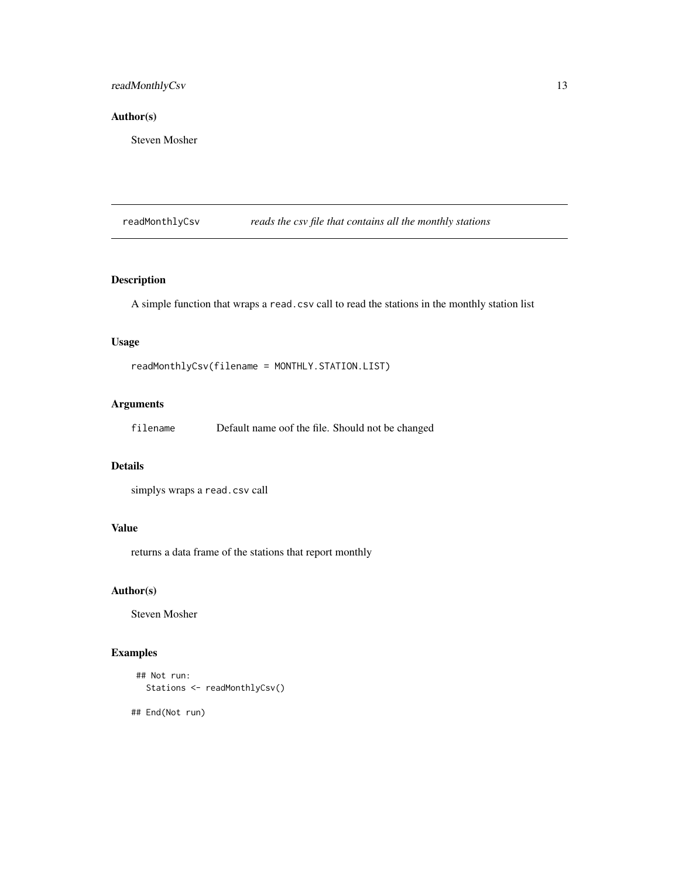### Author(s)

Steven Mosher

---

## readMonthlyCsv *reads the csv file that contains all the monthly stations*

---

### Description

A simple function that wraps a `read.csv` call to read the stations in the monthly station list

### Usage

```
readMonthlyCsv(filename = MONTHLY.STATION.LIST)
```

### Arguments

| | |
|---|---|
| `filename` | Default name oof the file. Should not be changed |

### Details

simplys wraps a `read.csv` call

### Value

returns a data frame of the stations that report monthly

### Author(s)

Steven Mosher

### Examples

```
 ## Not run:
   Stations <- readMonthlyCsv()

## End(Not run)
```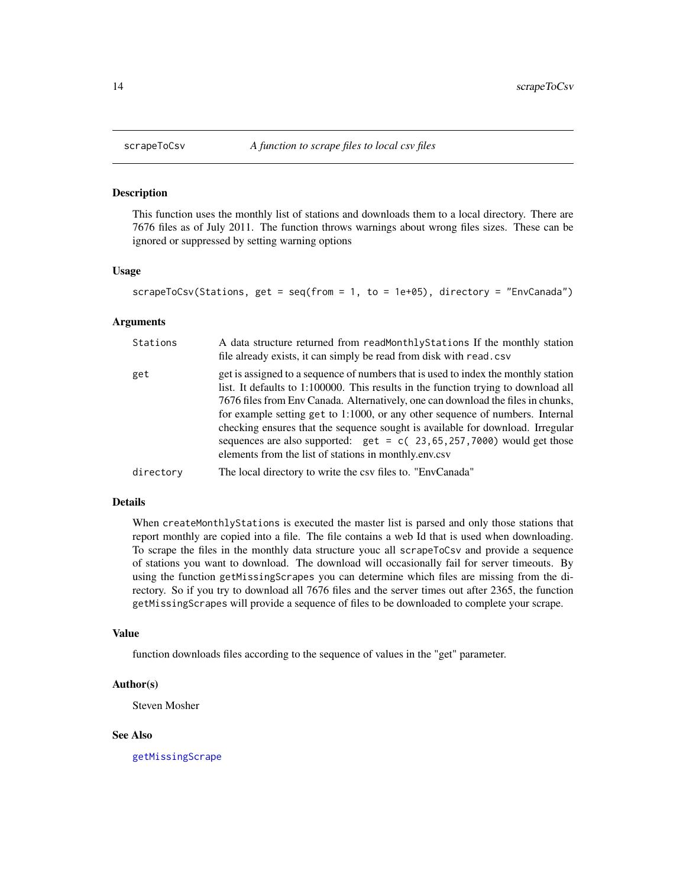# scrapeToCsv — *A function to scrape files to local csv files*

## Description

This function uses the monthly list of stations and downloads them to a local directory. There are 7676 files as of July 2011. The function throws warnings about wrong files sizes. These can be ignored or suppressed by setting warning options

## Usage

```
scrapeToCsv(Stations, get = seq(from = 1, to = 1e+05), directory = "EnvCanada")
```

## Arguments

| | |
|---|---|
| `Stations` | A data structure returned from `readMonthlyStations` If the monthly station file already exists, it can simply be read from disk with `read.csv` |
| `get` | get is assigned to a sequence of numbers that is used to index the monthly station list. It defaults to 1:100000. This results in the function trying to download all 7676 files from Env Canada. Alternatively, one can download the files in chunks, for example setting `get` to 1:1000, or any other sequence of numbers. Internal checking ensures that the sequence sought is available for download. Irregular sequences are also supported: `get = c( 23,65,257,7000)` would get those elements from the list of stations in monthly.env.csv |
| `directory` | The local directory to write the csv files to. "EnvCanada" |

## Details

When `createMonthlyStations` is executed the master list is parsed and only those stations that report monthly are copied into a file. The file contains a web Id that is used when downloading. To scrape the files in the monthly data structure youc all `scrapeToCsv` and provide a sequence of stations you want to download. The download will occasionally fail for server timeouts. By using the function `getMissingScrapes` you can determine which files are missing from the directory. So if you try to download all 7676 files and the server times out after 2365, the function `getMissingScrapes` will provide a sequence of files to be downloaded to complete your scrape.

## Value

function downloads files according to the sequence of values in the "get" parameter.

## Author(s)

Steven Mosher

## See Also

`getMissingScrape`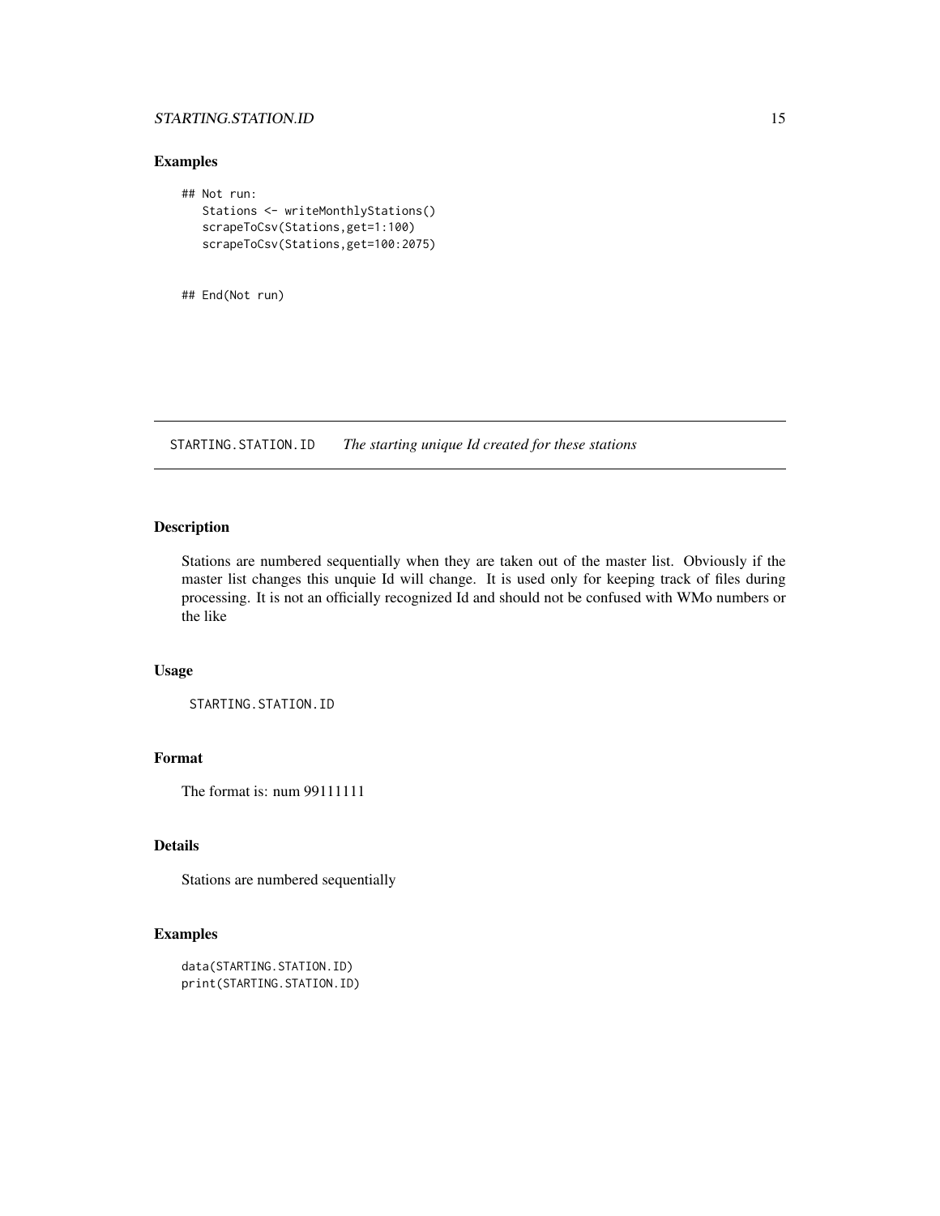### Examples

```
## Not run:
   Stations <- writeMonthlyStations()
   scrapeToCsv(Stations,get=1:100)
   scrapeToCsv(Stations,get=100:2075)


## End(Not run)
```

## STARTING.STATION.ID *The starting unique Id created for these stations*

### Description

Stations are numbered sequentially when they are taken out of the master list. Obviously if the master list changes this unquie Id will change. It is used only for keeping track of files during processing. It is not an officially recognized Id and should not be confused with WMo numbers or the like

### Usage

```
STARTING.STATION.ID
```

### Format

The format is: num 99111111

### Details

Stations are numbered sequentially

### Examples

```
data(STARTING.STATION.ID)
print(STARTING.STATION.ID)
```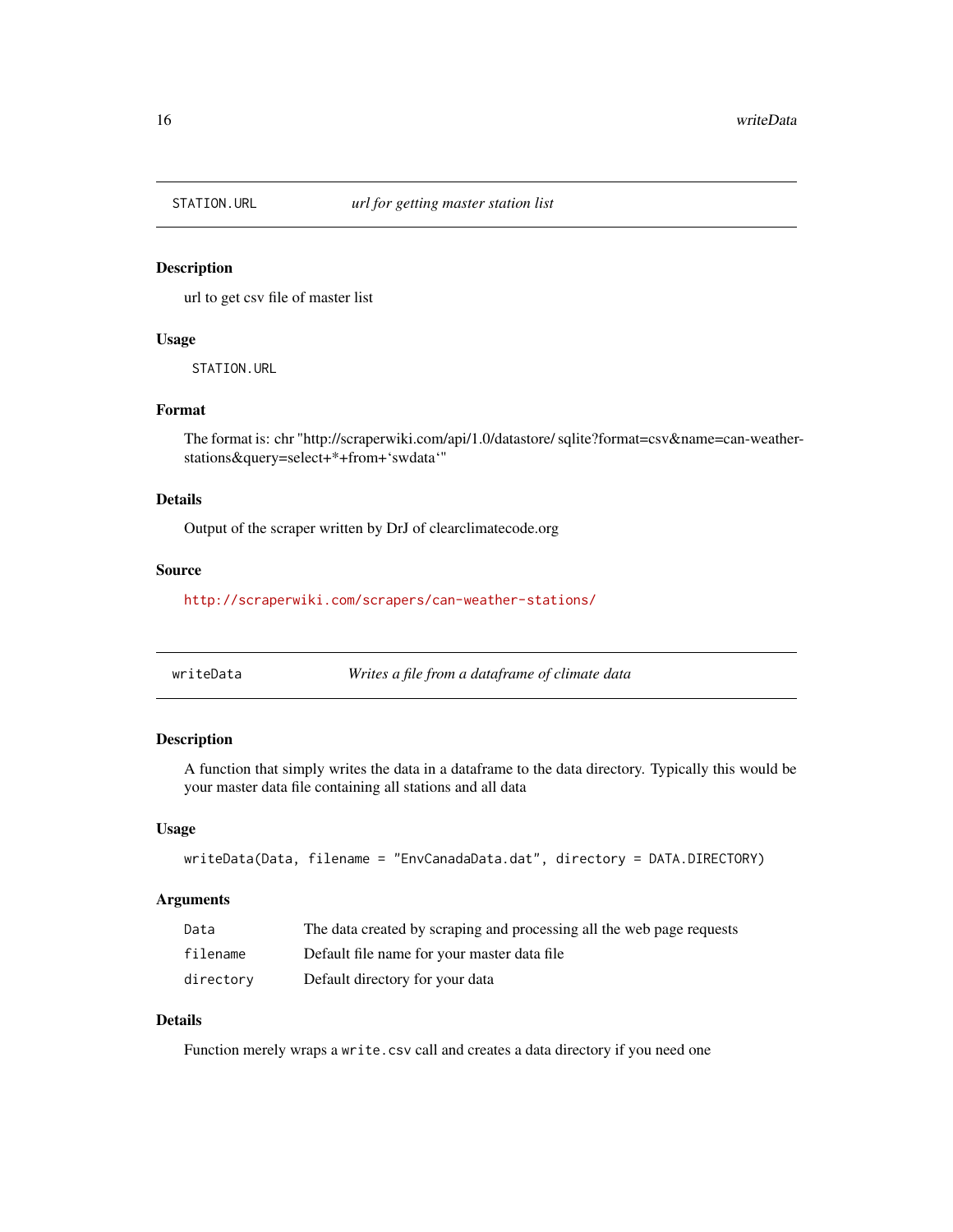## STATION.URL *url for getting master station list*

### Description

url to get csv file of master list

### Usage

```
STATION.URL
```

### Format

The format is: chr "http://scraperwiki.com/api/1.0/datastore/ sqlite?format=csv&name=can-weather-stations&query=select+*+from+'swdata'"

### Details

Output of the scraper written by DrJ of clearclimatecode.org

### Source

http://scraperwiki.com/scrapers/can-weather-stations/

## writeData *Writes a file from a dataframe of climate data*

### Description

A function that simply writes the data in a dataframe to the data directory. Typically this would be your master data file containing all stations and all data

### Usage

```
writeData(Data, filename = "EnvCanadaData.dat", directory = DATA.DIRECTORY)
```

### Arguments

| | |
|---|---|
| `Data` | The data created by scraping and processing all the web page requests |
| `filename` | Default file name for your master data file |
| `directory` | Default directory for your data |

### Details

Function merely wraps a `write.csv` call and creates a data directory if you need one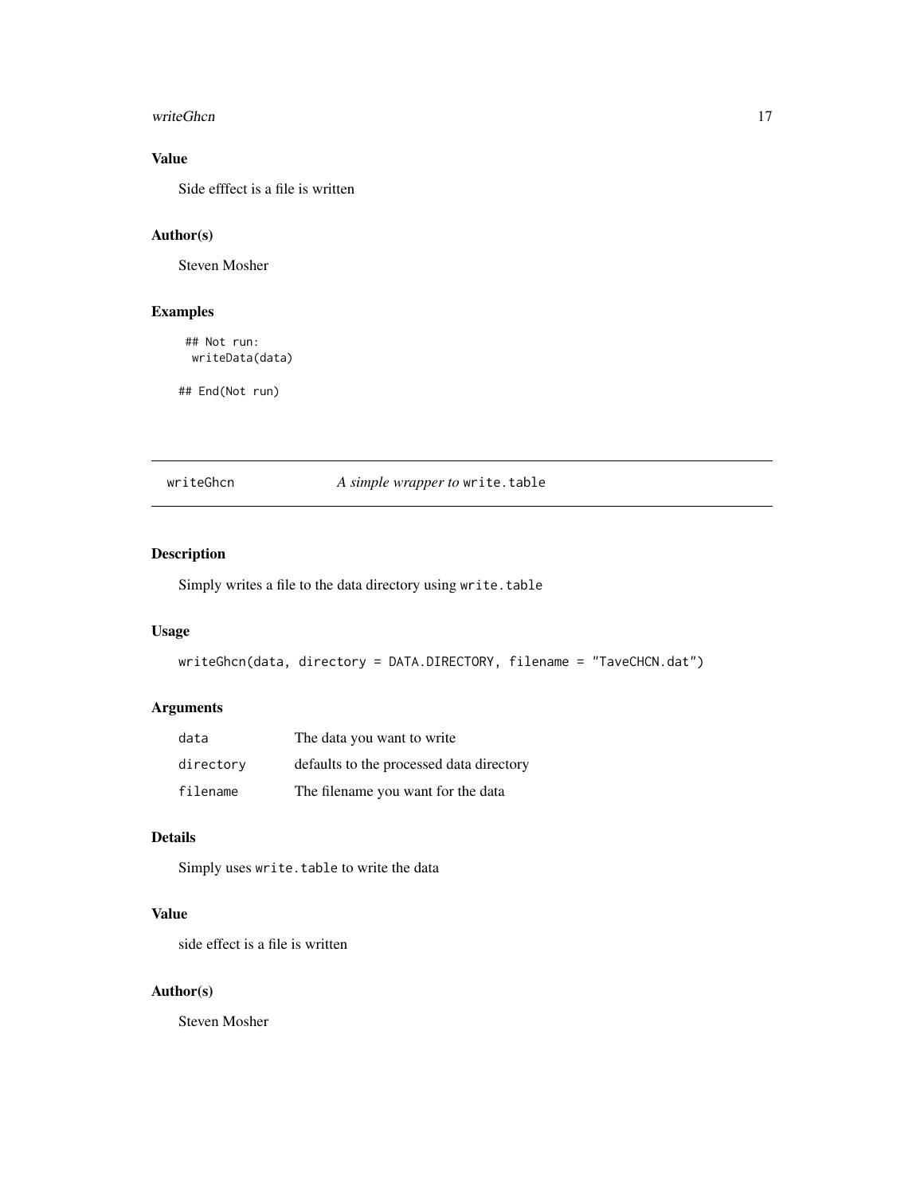## Value

Side efffect is a file is written

## Author(s)

Steven Mosher

## Examples

```
 ## Not run:
  writeData(data)

## End(Not run)
```

---

# writeGhcn — *A simple wrapper to* `write.table`

## Description

Simply writes a file to the data directory using `write.table`

## Usage

```
writeGhcn(data, directory = DATA.DIRECTORY, filename = "TaveCHCN.dat")
```

## Arguments

| | |
|---|---|
| `data` | The data you want to write |
| `directory` | defaults to the processed data directory |
| `filename` | The filename you want for the data |

## Details

Simply uses `write.table` to write the data

## Value

side effect is a file is written

## Author(s)

Steven Mosher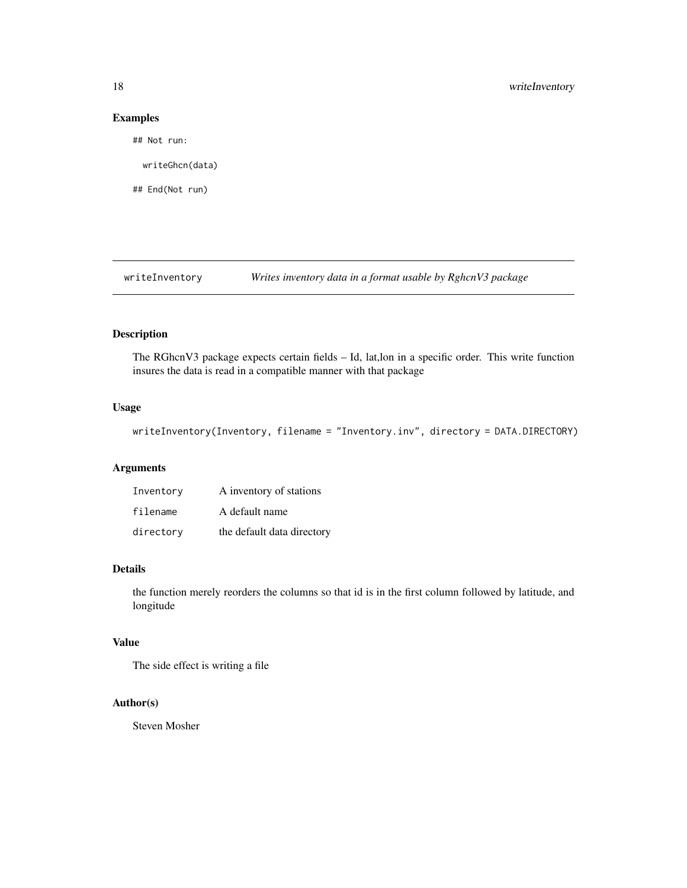## Examples

```
## Not run:

  writeGhcn(data)

## End(Not run)
```

---

## writeInventory — *Writes inventory data in a format usable by RghcnV3 package*

### Description

The RGhcnV3 package expects certain fields – Id, lat,lon in a specific order. This write function insures the data is read in a compatible manner with that package

### Usage

```
writeInventory(Inventory, filename = "Inventory.inv", directory = DATA.DIRECTORY)
```

### Arguments

| | |
|---|---|
| Inventory | A inventory of stations |
| filename | A default name |
| directory | the default data directory |

### Details

the function merely reorders the columns so that id is in the first column followed by latitude, and longitude

### Value

The side effect is writing a file

### Author(s)

Steven Mosher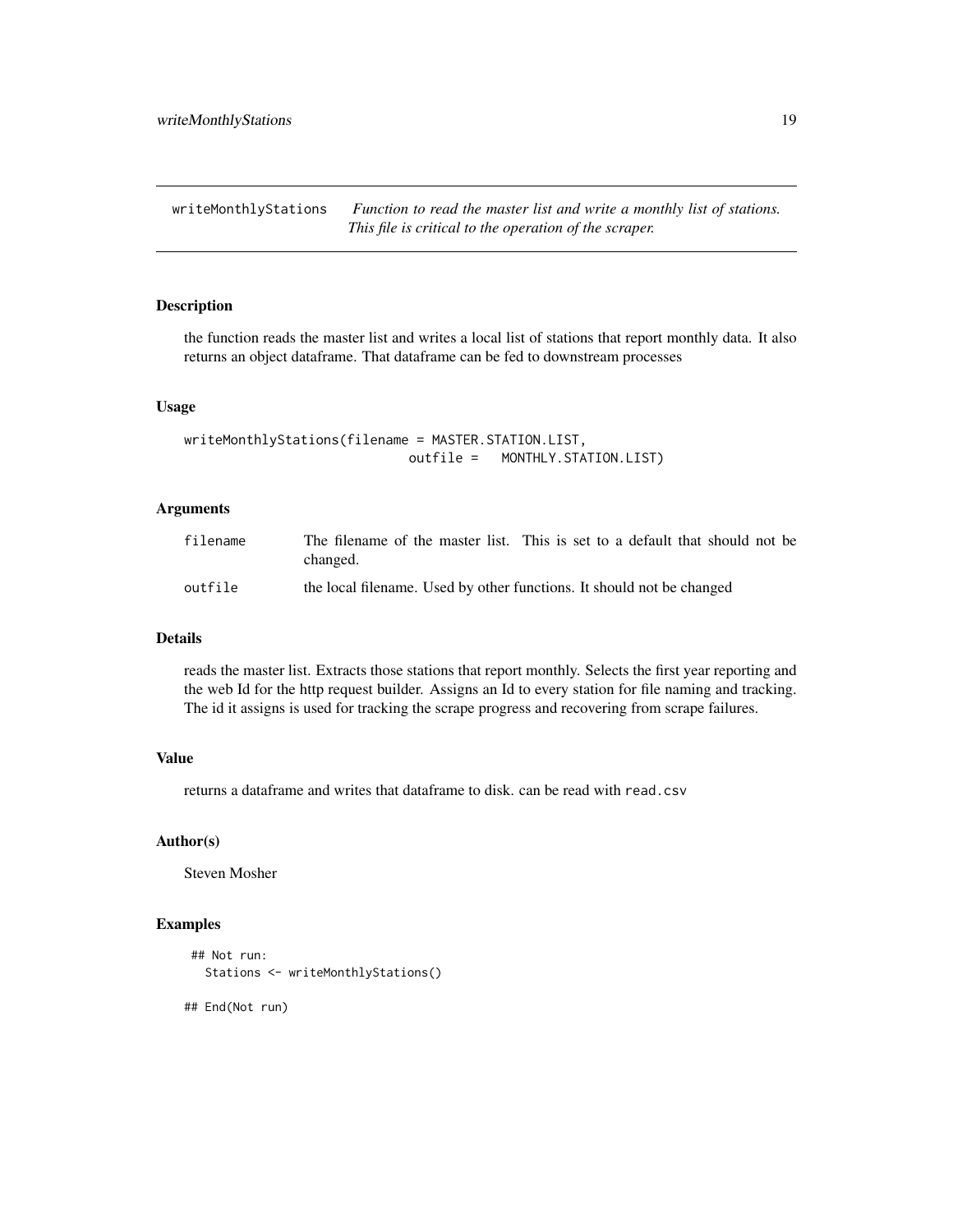## writeMonthlyStations

*Function to read the master list and write a monthly list of stations. This file is critical to the operation of the scraper.*

### Description

the function reads the master list and writes a local list of stations that report monthly data. It also returns an object dataframe. That dataframe can be fed to downstream processes

### Usage

```
writeMonthlyStations(filename = MASTER.STATION.LIST,
                             outfile =   MONTHLY.STATION.LIST)
```

### Arguments

| | |
|---|---|
| filename | The filename of the master list. This is set to a default that should not be changed. |
| outfile | the local filename. Used by other functions. It should not be changed |

### Details

reads the master list. Extracts those stations that report monthly. Selects the first year reporting and the web Id for the http request builder. Assigns an Id to every station for file naming and tracking. The id it assigns is used for tracking the scrape progress and recovering from scrape failures.

### Value

returns a dataframe and writes that dataframe to disk. can be read with `read.csv`

### Author(s)

Steven Mosher

### Examples

```
 ## Not run:
   Stations <- writeMonthlyStations()

## End(Not run)
```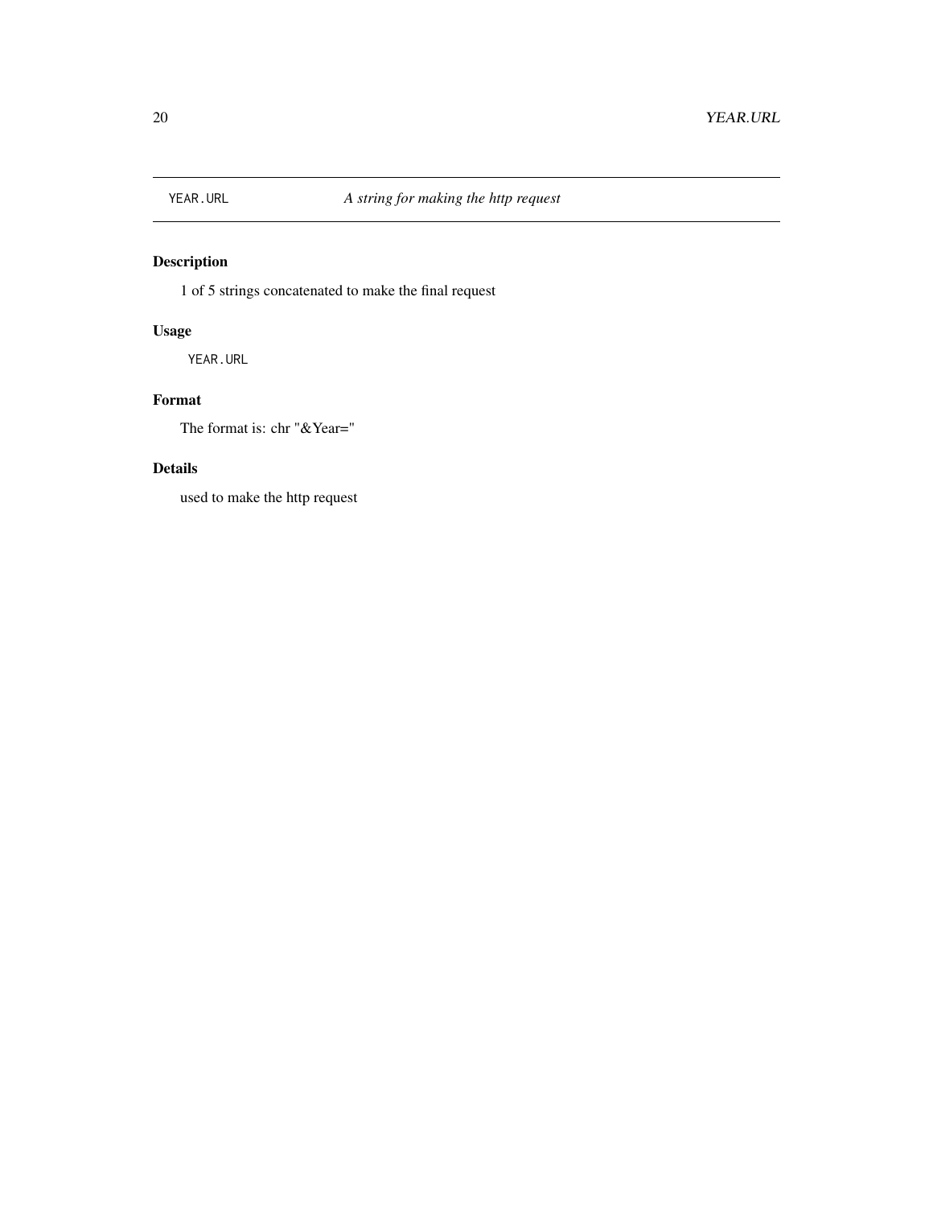## YEAR.URL — *A string for making the http request*

### Description

1 of 5 strings concatenated to make the final request

### Usage

```
YEAR.URL
```

### Format

The format is: chr "&Year="

### Details

used to make the http request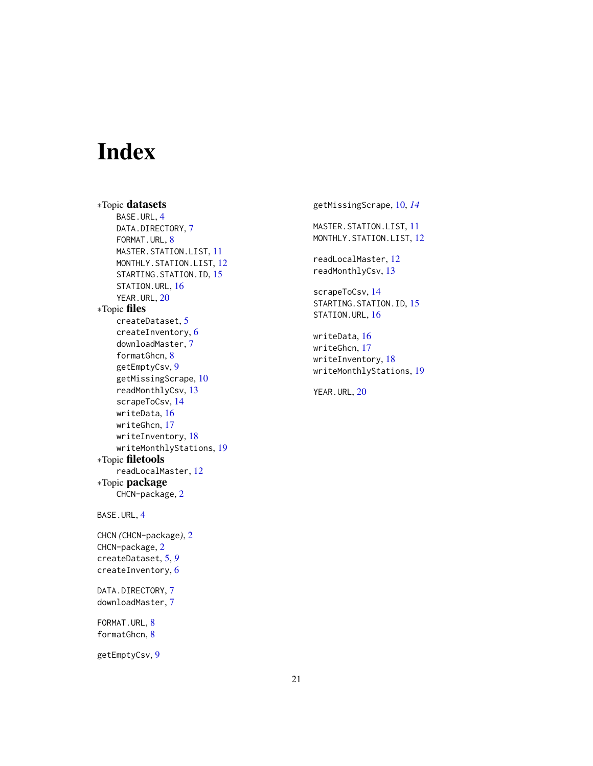# Index

∗Topic **datasets**

- BASE.URL, 4
- DATA.DIRECTORY, 7
- FORMAT.URL, 8
- MASTER.STATION.LIST, 11
- MONTHLY.STATION.LIST, 12
- STARTING.STATION.ID, 15
- STATION.URL, 16
- YEAR.URL, 20

∗Topic **files**

- createDataset, 5
- createInventory, 6
- downloadMaster, 7
- formatGhcn, 8
- getEmptyCsv, 9
- getMissingScrape, 10
- readMonthlyCsv, 13
- scrapeToCsv, 14
- writeData, 16
- writeGhcn, 17
- writeInventory, 18
- writeMonthlyStations, 19

∗Topic **filetools**

- readLocalMaster, 12

∗Topic **package**

- CHCN-package, 2

BASE.URL, 4

CHCN *(*CHCN-package*)*, 2
CHCN-package, 2
createDataset, 5, *9*
createInventory, 6

DATA.DIRECTORY, 7
downloadMaster, 7

FORMAT.URL, 8
formatGhcn, 8

getEmptyCsv, 9
getMissingScrape, 10, *14*

MASTER.STATION.LIST, 11
MONTHLY.STATION.LIST, 12

readLocalMaster, 12
readMonthlyCsv, 13

scrapeToCsv, 14
STARTING.STATION.ID, 15
STATION.URL, 16

writeData, 16
writeGhcn, 17
writeInventory, 18
writeMonthlyStations, 19

YEAR.URL, 20